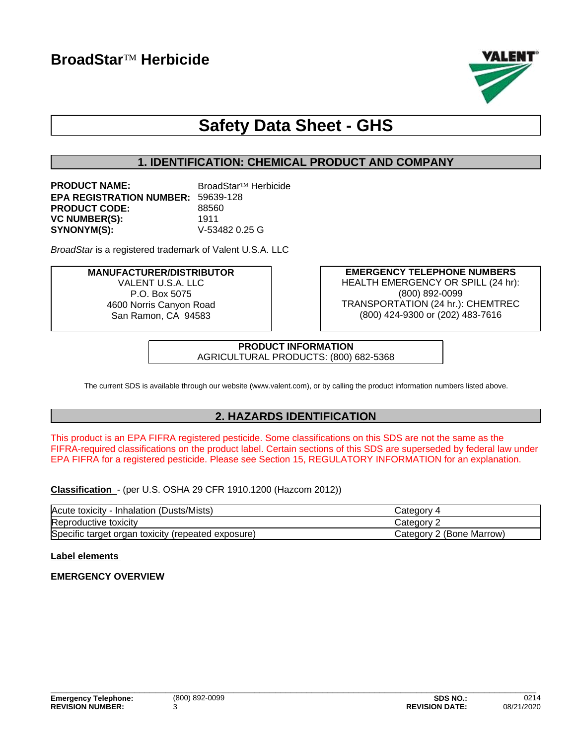# BroadStar™ Herbicide

## Safety Data Sheet - GHS

## 1. IDENTIFICATION: CHEMICAL PRODUCT AND COMPANY

**PRODUCT NAME:** BroadStar™ Herbicide
**EPA REGISTRATION NUMBER:** 59639-128
**PRODUCT CODE:** 88560
**VC NUMBER(S):** 1911
**SYNONYM(S):** V-53482 0.25 G

*BroadStar* is a registered trademark of Valent U.S.A. LLC

**MANUFACTURER/DISTRIBUTOR**
VALENT U.S.A. LLC
P.O. Box 5075
4600 Norris Canyon Road
San Ramon, CA 94583

**EMERGENCY TELEPHONE NUMBERS**
HEALTH EMERGENCY OR SPILL (24 hr):
(800) 892-0099
TRANSPORTATION (24 hr.): CHEMTREC
(800) 424-9300 or (202) 483-7616

**PRODUCT INFORMATION**
AGRICULTURAL PRODUCTS: (800) 682-5368

The current SDS is available through our website (www.valent.com), or by calling the product information numbers listed above.

## 2. HAZARDS IDENTIFICATION

This product is an EPA FIFRA registered pesticide. Some classifications on this SDS are not the same as the FIFRA-required classifications on the product label. Certain sections of this SDS are superseded by federal law under EPA FIFRA for a registered pesticide. Please see Section 15, REGULATORY INFORMATION for an explanation.

**Classification** - (per U.S. OSHA 29 CFR 1910.1200 (Hazcom 2012))

| Hazard | Category |
|---|---|
| Acute toxicity - Inhalation (Dusts/Mists) | Category 4 |
| Reproductive toxicity | Category 2 |
| Specific target organ toxicity (repeated exposure) | Category 2 (Bone Marrow) |

**Label elements**

**EMERGENCY OVERVIEW**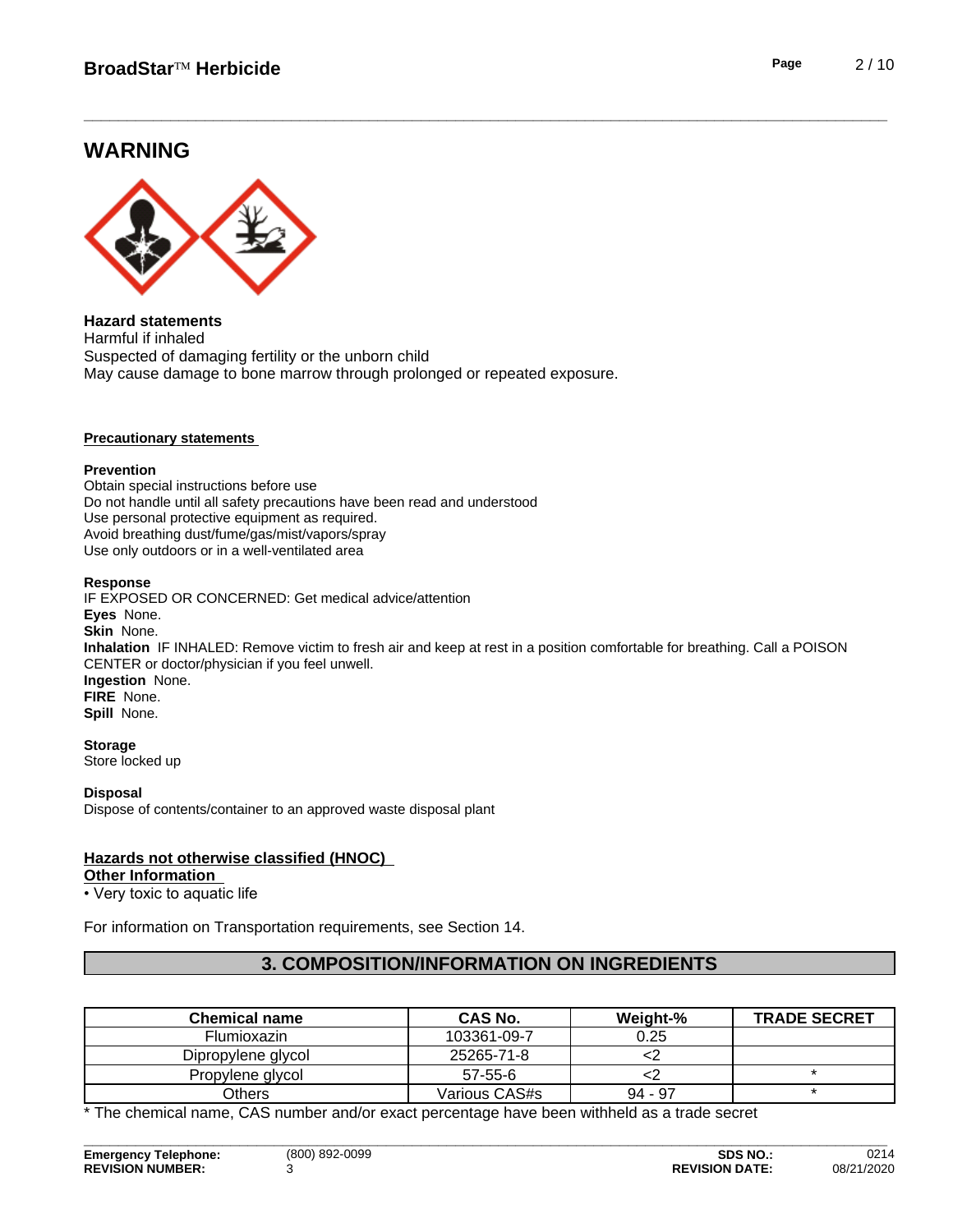## WARNING

**Hazard statements**
Harmful if inhaled
Suspected of damaging fertility or the unborn child
May cause damage to bone marrow through prolonged or repeated exposure.

**Precautionary statements**

**Prevention**
Obtain special instructions before use
Do not handle until all safety precautions have been read and understood
Use personal protective equipment as required.
Avoid breathing dust/fume/gas/mist/vapors/spray
Use only outdoors or in a well-ventilated area

**Response**
IF EXPOSED OR CONCERNED: Get medical advice/attention
**Eyes** None.
**Skin** None.
**Inhalation** IF INHALED: Remove victim to fresh air and keep at rest in a position comfortable for breathing. Call a POISON CENTER or doctor/physician if you feel unwell.
**Ingestion** None.
**FIRE** None.
**Spill** None.

**Storage**
Store locked up

**Disposal**
Dispose of contents/container to an approved waste disposal plant

**Hazards not otherwise classified (HNOC)**
**Other Information**
• Very toxic to aquatic life

For information on Transportation requirements, see Section 14.

## 3. COMPOSITION/INFORMATION ON INGREDIENTS

| Chemical name | CAS No. | Weight-% | TRADE SECRET |
|---|---|---|---|
| Flumioxazin | 103361-09-7 | 0.25 | |
| Dipropylene glycol | 25265-71-8 | <2 | |
| Propylene glycol | 57-55-6 | <2 | * |
| Others | Various CAS#s | 94 - 97 | * |

* The chemical name, CAS number and/or exact percentage have been withheld as a trade secret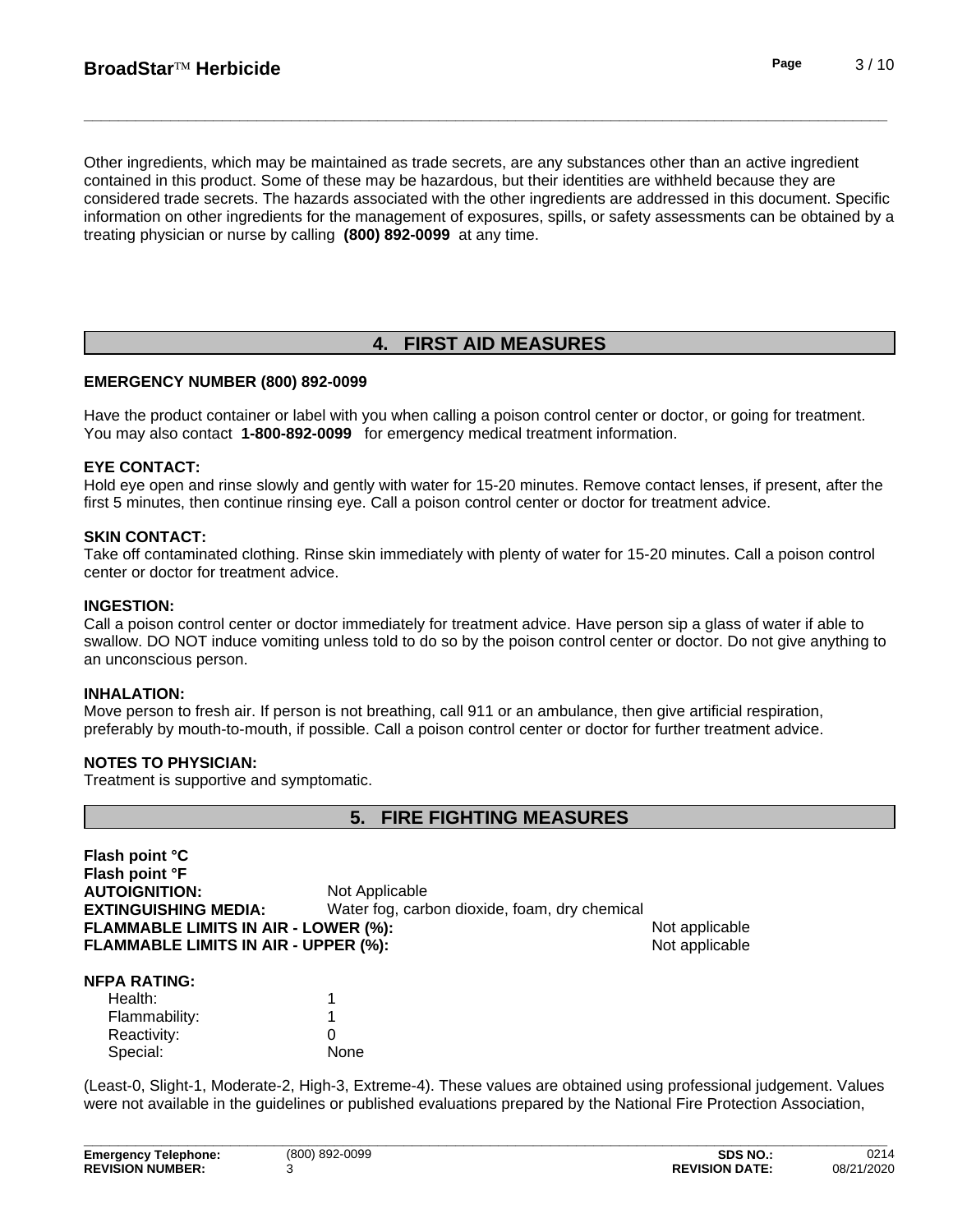Other ingredients, which may be maintained as trade secrets, are any substances other than an active ingredient contained in this product. Some of these may be hazardous, but their identities are withheld because they are considered trade secrets. The hazards associated with the other ingredients are addressed in this document. Specific information on other ingredients for the management of exposures, spills, or safety assessments can be obtained by a treating physician or nurse by calling **(800) 892-0099** at any time.

## 4. FIRST AID MEASURES

**EMERGENCY NUMBER (800) 892-0099**

Have the product container or label with you when calling a poison control center or doctor, or going for treatment. You may also contact **1-800-892-0099** for emergency medical treatment information.

**EYE CONTACT:**
Hold eye open and rinse slowly and gently with water for 15-20 minutes. Remove contact lenses, if present, after the first 5 minutes, then continue rinsing eye. Call a poison control center or doctor for treatment advice.

**SKIN CONTACT:**
Take off contaminated clothing. Rinse skin immediately with plenty of water for 15-20 minutes. Call a poison control center or doctor for treatment advice.

**INGESTION:**
Call a poison control center or doctor immediately for treatment advice. Have person sip a glass of water if able to swallow. DO NOT induce vomiting unless told to do so by the poison control center or doctor. Do not give anything to an unconscious person.

**INHALATION:**
Move person to fresh air. If person is not breathing, call 911 or an ambulance, then give artificial respiration, preferably by mouth-to-mouth, if possible. Call a poison control center or doctor for further treatment advice.

**NOTES TO PHYSICIAN:**
Treatment is supportive and symptomatic.

## 5. FIRE FIGHTING MEASURES

**Flash point °C**
**Flash point °F**
**AUTOIGNITION:** Not Applicable
**EXTINGUISHING MEDIA:** Water fog, carbon dioxide, foam, dry chemical
**FLAMMABLE LIMITS IN AIR - LOWER (%):** Not applicable
**FLAMMABLE LIMITS IN AIR - UPPER (%):** Not applicable

**NFPA RATING:**

| | |
|---|---|
| Health: | 1 |
| Flammability: | 1 |
| Reactivity: | 0 |
| Special: | None |

(Least-0, Slight-1, Moderate-2, High-3, Extreme-4). These values are obtained using professional judgement. Values were not available in the guidelines or published evaluations prepared by the National Fire Protection Association,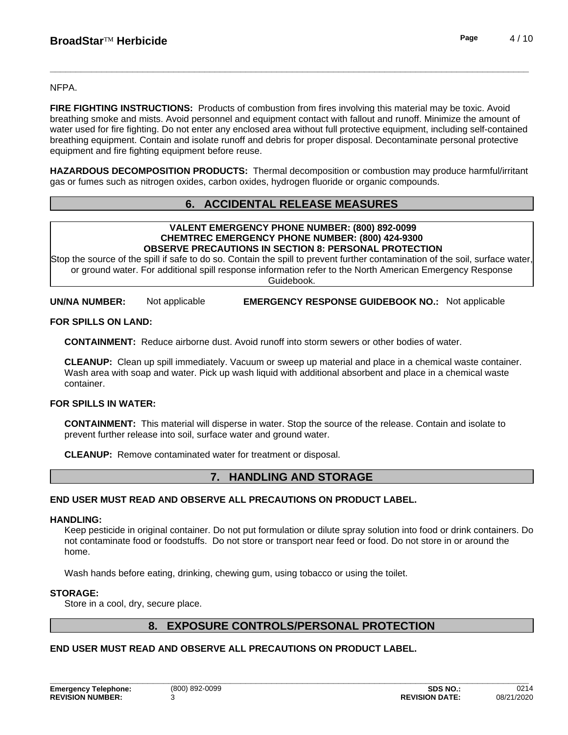NFPA.

**FIRE FIGHTING INSTRUCTIONS:** Products of combustion from fires involving this material may be toxic. Avoid breathing smoke and mists. Avoid personnel and equipment contact with fallout and runoff. Minimize the amount of water used for fire fighting. Do not enter any enclosed area without full protective equipment, including self-contained breathing equipment. Contain and isolate runoff and debris for proper disposal. Decontaminate personal protective equipment and fire fighting equipment before reuse.

**HAZARDOUS DECOMPOSITION PRODUCTS:** Thermal decomposition or combustion may produce harmful/irritant gas or fumes such as nitrogen oxides, carbon oxides, hydrogen fluoride or organic compounds.

## 6. ACCIDENTAL RELEASE MEASURES

**VALENT EMERGENCY PHONE NUMBER: (800) 892-0099**
**CHEMTREC EMERGENCY PHONE NUMBER: (800) 424-9300**
**OBSERVE PRECAUTIONS IN SECTION 8: PERSONAL PROTECTION**

Stop the source of the spill if safe to do so. Contain the spill to prevent further contamination of the soil, surface water, or ground water. For additional spill response information refer to the North American Emergency Response Guidebook.

**UN/NA NUMBER:** Not applicable **EMERGENCY RESPONSE GUIDEBOOK NO.:** Not applicable

**FOR SPILLS ON LAND:**

**CONTAINMENT:** Reduce airborne dust. Avoid runoff into storm sewers or other bodies of water.

**CLEANUP:** Clean up spill immediately. Vacuum or sweep up material and place in a chemical waste container. Wash area with soap and water. Pick up wash liquid with additional absorbent and place in a chemical waste container.

**FOR SPILLS IN WATER:**

**CONTAINMENT:** This material will disperse in water. Stop the source of the release. Contain and isolate to prevent further release into soil, surface water and ground water.

**CLEANUP:** Remove contaminated water for treatment or disposal.

## 7. HANDLING AND STORAGE

**END USER MUST READ AND OBSERVE ALL PRECAUTIONS ON PRODUCT LABEL.**

**HANDLING:**

Keep pesticide in original container. Do not put formulation or dilute spray solution into food or drink containers. Do not contaminate food or foodstuffs. Do not store or transport near feed or food. Do not store in or around the home.

Wash hands before eating, drinking, chewing gum, using tobacco or using the toilet.

**STORAGE:**

Store in a cool, dry, secure place.

## 8. EXPOSURE CONTROLS/PERSONAL PROTECTION

**END USER MUST READ AND OBSERVE ALL PRECAUTIONS ON PRODUCT LABEL.**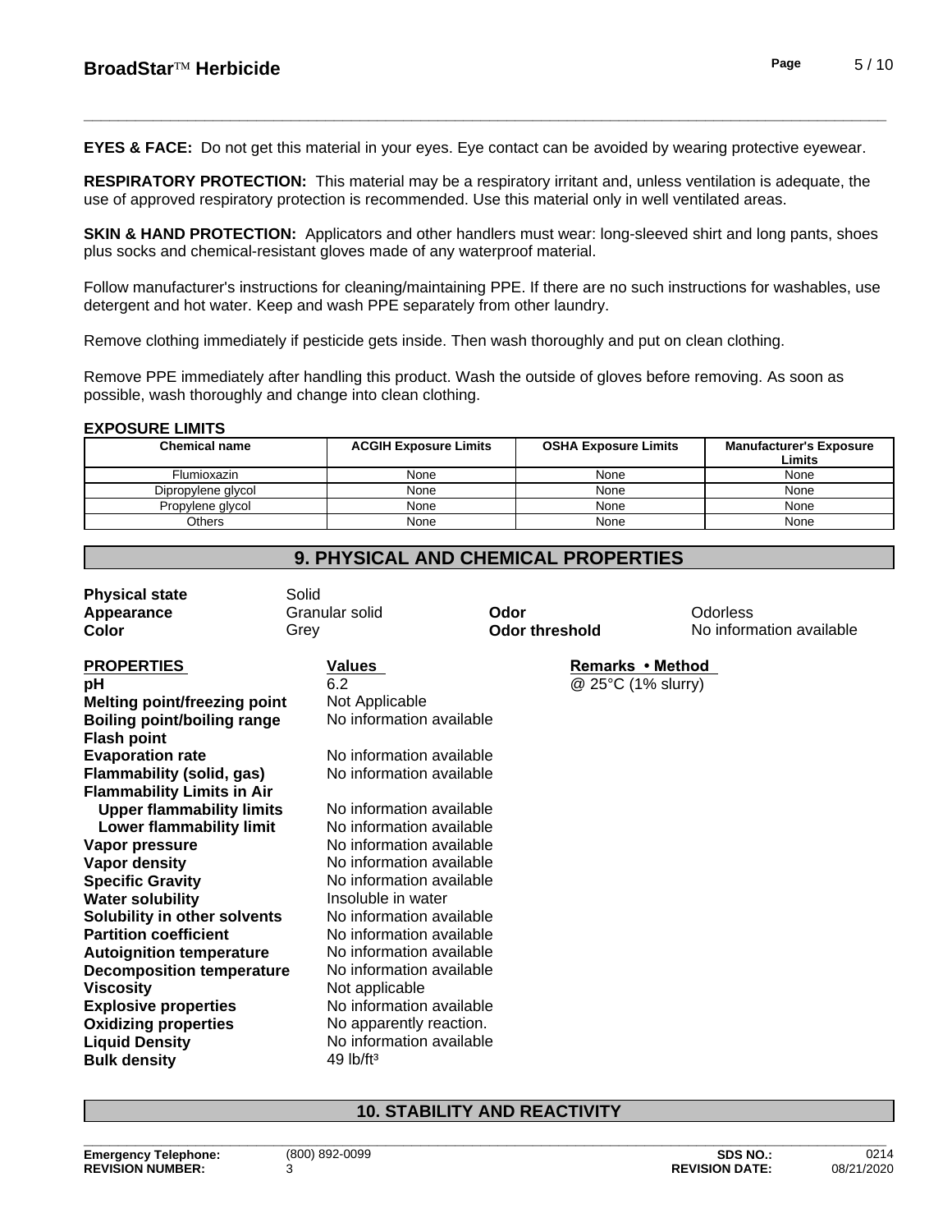**EYES & FACE:** Do not get this material in your eyes. Eye contact can be avoided by wearing protective eyewear.

**RESPIRATORY PROTECTION:** This material may be a respiratory irritant and, unless ventilation is adequate, the use of approved respiratory protection is recommended. Use this material only in well ventilated areas.

**SKIN & HAND PROTECTION:** Applicators and other handlers must wear: long-sleeved shirt and long pants, shoes plus socks and chemical-resistant gloves made of any waterproof material.

Follow manufacturer's instructions for cleaning/maintaining PPE. If there are no such instructions for washables, use detergent and hot water. Keep and wash PPE separately from other laundry.

Remove clothing immediately if pesticide gets inside. Then wash thoroughly and put on clean clothing.

Remove PPE immediately after handling this product. Wash the outside of gloves before removing. As soon as possible, wash thoroughly and change into clean clothing.

**EXPOSURE LIMITS**

| Chemical name | ACGIH Exposure Limits | OSHA Exposure Limits | Manufacturer's Exposure Limits |
|---|---|---|---|
| Flumioxazin | None | None | None |
| Dipropylene glycol | None | None | None |
| Propylene glycol | None | None | None |
| Others | None | None | None |

## 9. PHYSICAL AND CHEMICAL PROPERTIES

| | | | |
|---|---|---|---|
| **Physical state** | Solid | | |
| **Appearance** | Granular solid | **Odor** | Odorless |
| **Color** | Grey | **Odor threshold** | No information available |

| PROPERTIES | Values | Remarks • Method |
|---|---|---|
| **pH** | 6.2 | @ 25°C (1% slurry) |
| **Melting point/freezing point** | Not Applicable | |
| **Boiling point/boiling range** | No information available | |
| **Flash point** | | |
| **Evaporation rate** | No information available | |
| **Flammability (solid, gas)** | No information available | |
| **Flammability Limits in Air** | | |
| **Upper flammability limits** | No information available | |
| **Lower flammability limit** | No information available | |
| **Vapor pressure** | No information available | |
| **Vapor density** | No information available | |
| **Specific Gravity** | No information available | |
| **Water solubility** | Insoluble in water | |
| **Solubility in other solvents** | No information available | |
| **Partition coefficient** | No information available | |
| **Autoignition temperature** | No information available | |
| **Decomposition temperature** | No information available | |
| **Viscosity** | Not applicable | |
| **Explosive properties** | No information available | |
| **Oxidizing properties** | No apparently reaction. | |
| **Liquid Density** | No information available | |
| **Bulk density** | 49 lb/ft$^3$ | |

## 10. STABILITY AND REACTIVITY

**Emergency Telephone:** (800) 892-0099 **SDS NO.:** 0214
**REVISION NUMBER:** 3 **REVISION DATE:** 08/21/2020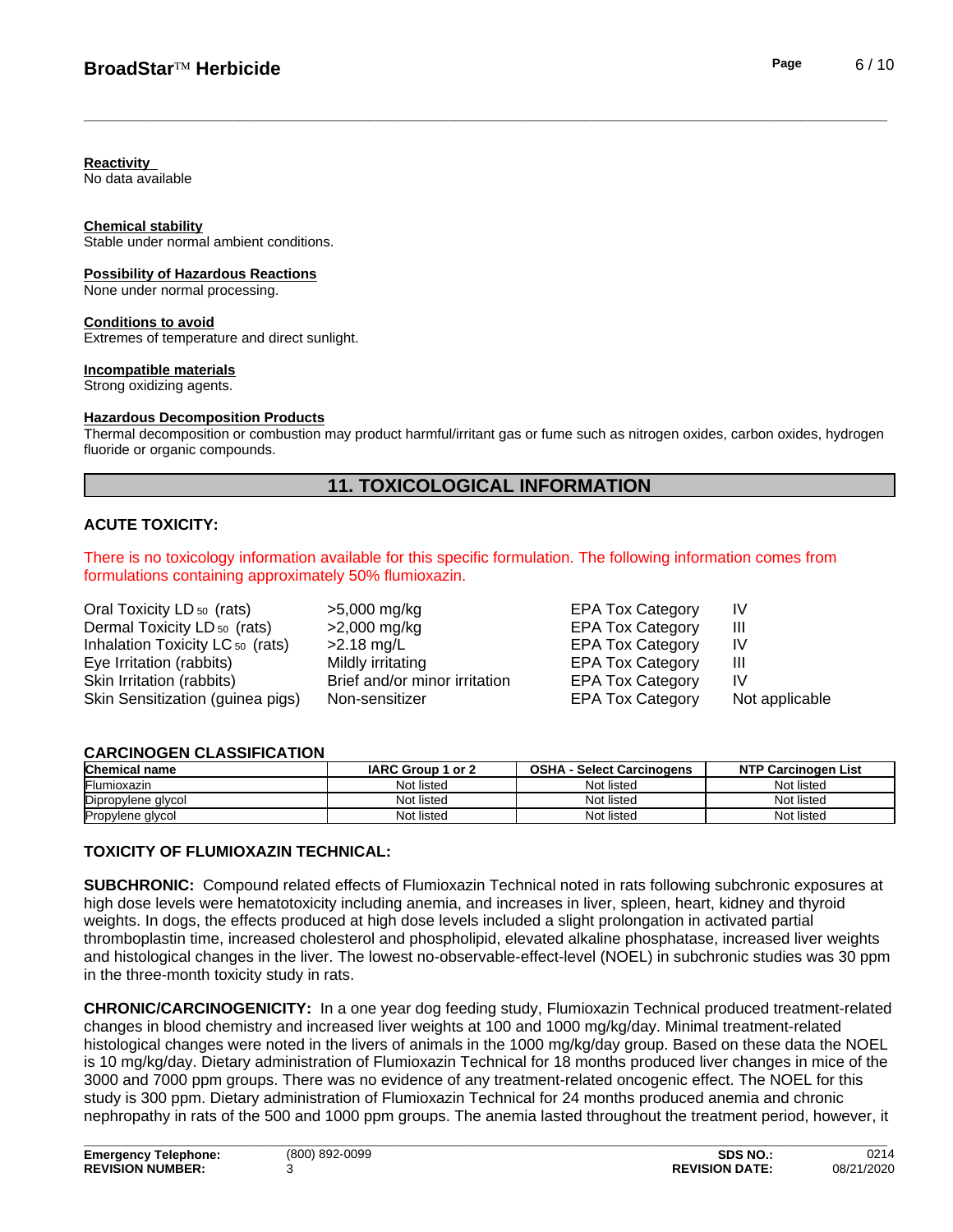**Reactivity**
No data available

**Chemical stability**
Stable under normal ambient conditions.

**Possibility of Hazardous Reactions**
None under normal processing.

**Conditions to avoid**
Extremes of temperature and direct sunlight.

**Incompatible materials**
Strong oxidizing agents.

**Hazardous Decomposition Products**
Thermal decomposition or combustion may product harmful/irritant gas or fume such as nitrogen oxides, carbon oxides, hydrogen fluoride or organic compounds.

## 11. TOXICOLOGICAL INFORMATION

### ACUTE TOXICITY:

There is no toxicology information available for this specific formulation. The following information comes from formulations containing approximately 50% flumioxazin.

| | | | |
|---|---|---|---|
| Oral Toxicity $LD_{50}$ (rats) | >5,000 mg/kg | EPA Tox Category | IV |
| Dermal Toxicity $LD_{50}$ (rats) | >2,000 mg/kg | EPA Tox Category | III |
| Inhalation Toxicity $LC_{50}$ (rats) | >2.18 mg/L | EPA Tox Category | IV |
| Eye Irritation (rabbits) | Mildly irritating | EPA Tox Category | III |
| Skin Irritation (rabbits) | Brief and/or minor irritation | EPA Tox Category | IV |
| Skin Sensitization (guinea pigs) | Non-sensitizer | EPA Tox Category | Not applicable |

### CARCINOGEN CLASSIFICATION

| Chemical name | IARC Group 1 or 2 | OSHA - Select Carcinogens | NTP Carcinogen List |
|---|---|---|---|
| Flumioxazin | Not listed | Not listed | Not listed |
| Dipropylene glycol | Not listed | Not listed | Not listed |
| Propylene glycol | Not listed | Not listed | Not listed |

### TOXICITY OF FLUMIOXAZIN TECHNICAL:

**SUBCHRONIC:** Compound related effects of Flumioxazin Technical noted in rats following subchronic exposures at high dose levels were hematotoxicity including anemia, and increases in liver, spleen, heart, kidney and thyroid weights. In dogs, the effects produced at high dose levels included a slight prolongation in activated partial thromboplastin time, increased cholesterol and phospholipid, elevated alkaline phosphatase, increased liver weights and histological changes in the liver. The lowest no-observable-effect-level (NOEL) in subchronic studies was 30 ppm in the three-month toxicity study in rats.

**CHRONIC/CARCINOGENICITY:** In a one year dog feeding study, Flumioxazin Technical produced treatment-related changes in blood chemistry and increased liver weights at 100 and 1000 mg/kg/day. Minimal treatment-related histological changes were noted in the livers of animals in the 1000 mg/kg/day group. Based on these data the NOEL is 10 mg/kg/day. Dietary administration of Flumioxazin Technical for 18 months produced liver changes in mice of the 3000 and 7000 ppm groups. There was no evidence of any treatment-related oncogenic effect. The NOEL for this study is 300 ppm. Dietary administration of Flumioxazin Technical for 24 months produced anemia and chronic nephropathy in rats of the 500 and 1000 ppm groups. The anemia lasted throughout the treatment period, however, it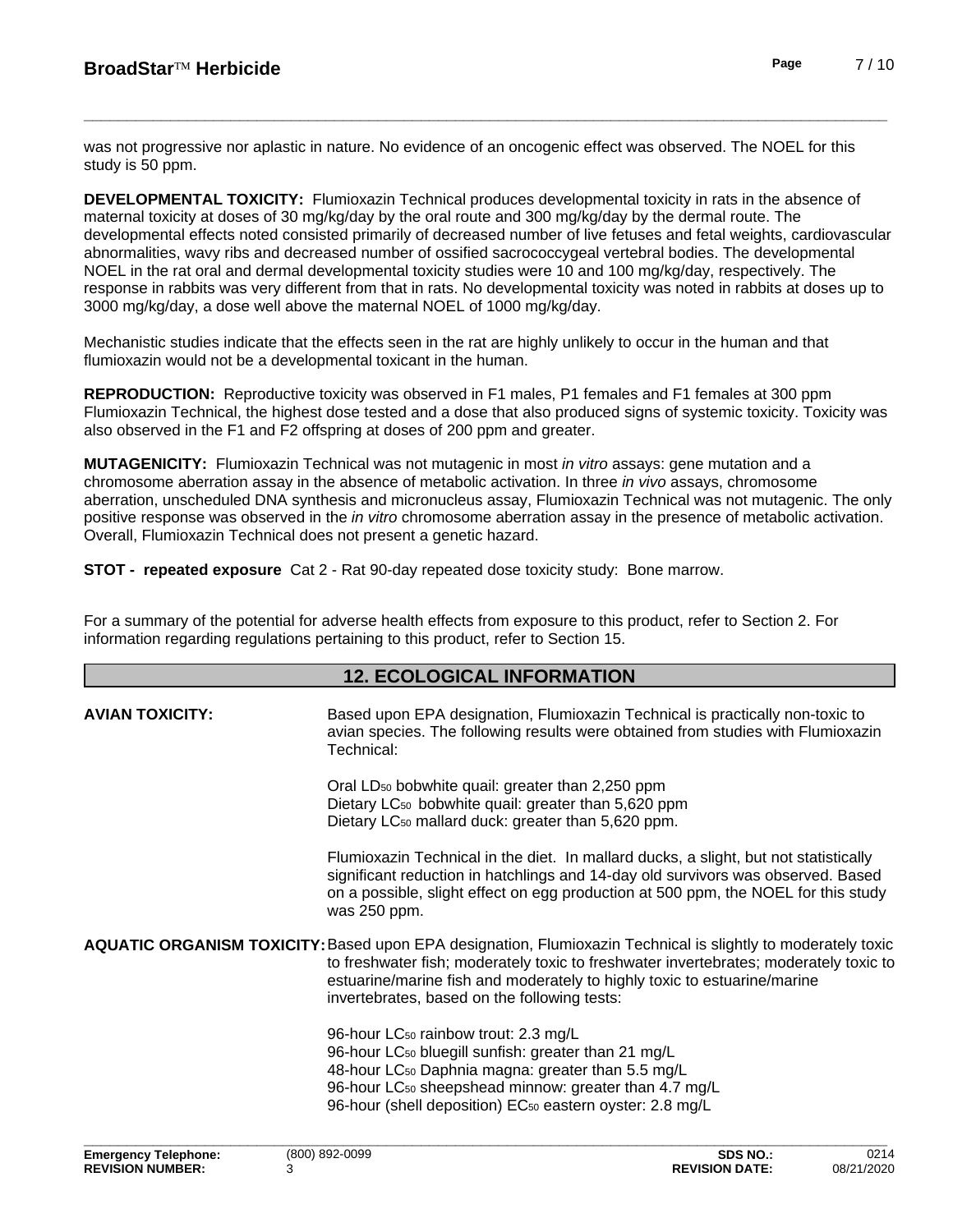was not progressive nor aplastic in nature. No evidence of an oncogenic effect was observed. The NOEL for this study is 50 ppm.

**DEVELOPMENTAL TOXICITY:** Flumioxazin Technical produces developmental toxicity in rats in the absence of maternal toxicity at doses of 30 mg/kg/day by the oral route and 300 mg/kg/day by the dermal route. The developmental effects noted consisted primarily of decreased number of live fetuses and fetal weights, cardiovascular abnormalities, wavy ribs and decreased number of ossified sacrococcygeal vertebral bodies. The developmental NOEL in the rat oral and dermal developmental toxicity studies were 10 and 100 mg/kg/day, respectively. The response in rabbits was very different from that in rats. No developmental toxicity was noted in rabbits at doses up to 3000 mg/kg/day, a dose well above the maternal NOEL of 1000 mg/kg/day.

Mechanistic studies indicate that the effects seen in the rat are highly unlikely to occur in the human and that flumioxazin would not be a developmental toxicant in the human.

**REPRODUCTION:** Reproductive toxicity was observed in F1 males, P1 females and F1 females at 300 ppm Flumioxazin Technical, the highest dose tested and a dose that also produced signs of systemic toxicity. Toxicity was also observed in the F1 and F2 offspring at doses of 200 ppm and greater.

**MUTAGENICITY:** Flumioxazin Technical was not mutagenic in most *in vitro* assays: gene mutation and a chromosome aberration assay in the absence of metabolic activation. In three *in vivo* assays, chromosome aberration, unscheduled DNA synthesis and micronucleus assay, Flumioxazin Technical was not mutagenic. The only positive response was observed in the *in vitro* chromosome aberration assay in the presence of metabolic activation. Overall, Flumioxazin Technical does not present a genetic hazard.

**STOT - repeated exposure** Cat 2 - Rat 90-day repeated dose toxicity study: Bone marrow.

For a summary of the potential for adverse health effects from exposure to this product, refer to Section 2. For information regarding regulations pertaining to this product, refer to Section 15.

## 12. ECOLOGICAL INFORMATION

**AVIAN TOXICITY:** Based upon EPA designation, Flumioxazin Technical is practically non-toxic to avian species. The following results were obtained from studies with Flumioxazin Technical:

Oral $LD_{50}$ bobwhite quail: greater than 2,250 ppm
Dietary $LC_{50}$ bobwhite quail: greater than 5,620 ppm
Dietary $LC_{50}$ mallard duck: greater than 5,620 ppm.

Flumioxazin Technical in the diet. In mallard ducks, a slight, but not statistically significant reduction in hatchlings and 14-day old survivors was observed. Based on a possible, slight effect on egg production at 500 ppm, the NOEL for this study was 250 ppm.

**AQUATIC ORGANISM TOXICITY:** Based upon EPA designation, Flumioxazin Technical is slightly to moderately toxic to freshwater fish; moderately toxic to freshwater invertebrates; moderately toxic to estuarine/marine fish and moderately to highly toxic to estuarine/marine invertebrates, based on the following tests:

96-hour $LC_{50}$ rainbow trout: 2.3 mg/L
96-hour $LC_{50}$ bluegill sunfish: greater than 21 mg/L
48-hour $LC_{50}$ Daphnia magna: greater than 5.5 mg/L
96-hour $LC_{50}$ sheepshead minnow: greater than 4.7 mg/L
96-hour (shell deposition) $EC_{50}$ eastern oyster: 2.8 mg/L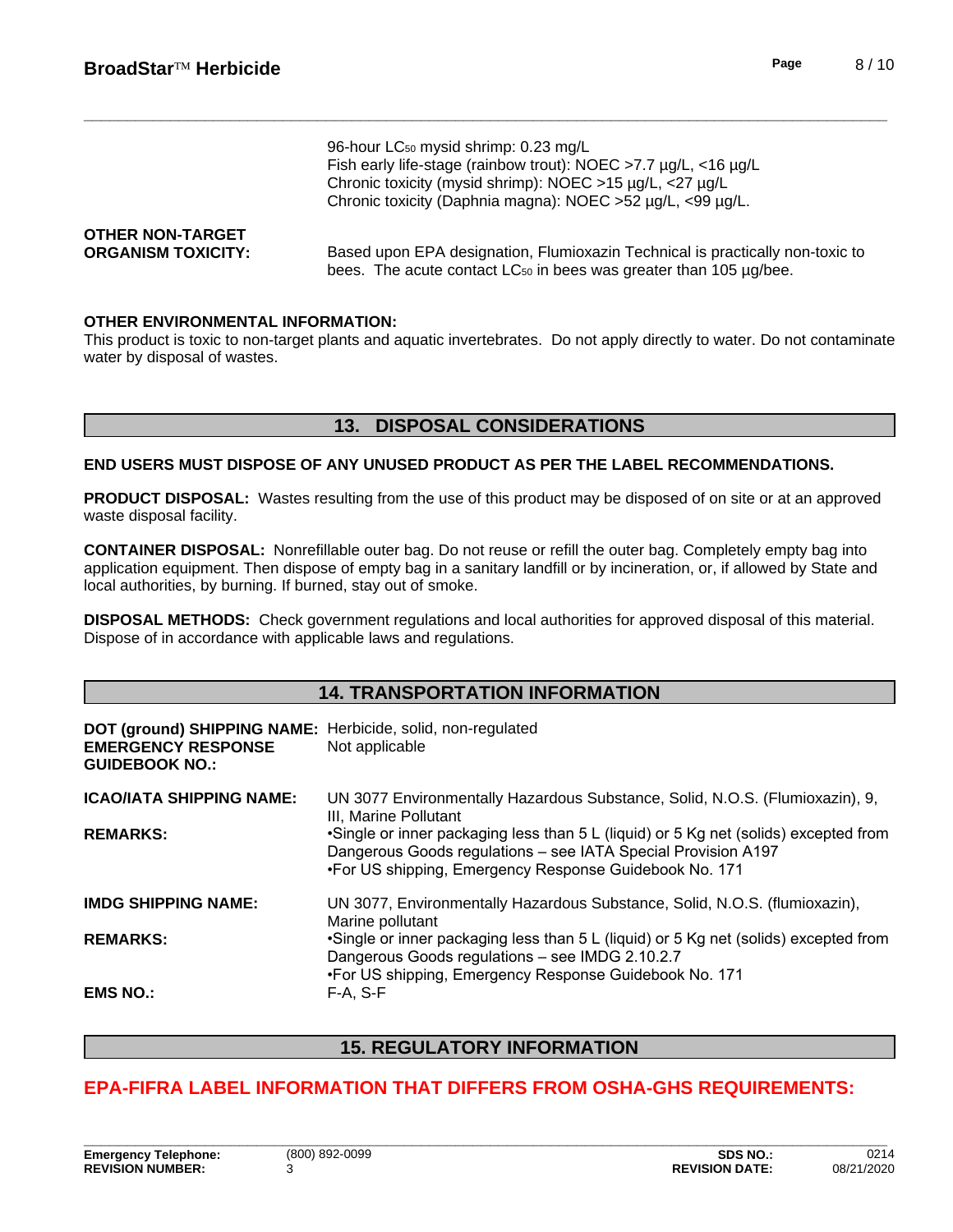96-hour $LC_{50}$ mysid shrimp: 0.23 mg/L
Fish early life-stage (rainbow trout): NOEC >7.7 µg/L, <16 µg/L
Chronic toxicity (mysid shrimp): NOEC >15 µg/L, <27 µg/L
Chronic toxicity (Daphnia magna): NOEC >52 µg/L, <99 µg/L.

**OTHER NON-TARGET ORGANISM TOXICITY:** Based upon EPA designation, Flumioxazin Technical is practically non-toxic to bees. The acute contact $LC_{50}$ in bees was greater than 105 µg/bee.

**OTHER ENVIRONMENTAL INFORMATION:**
This product is toxic to non-target plants and aquatic invertebrates. Do not apply directly to water. Do not contaminate water by disposal of wastes.

## 13. DISPOSAL CONSIDERATIONS

**END USERS MUST DISPOSE OF ANY UNUSED PRODUCT AS PER THE LABEL RECOMMENDATIONS.**

**PRODUCT DISPOSAL:** Wastes resulting from the use of this product may be disposed of on site or at an approved waste disposal facility.

**CONTAINER DISPOSAL:** Nonrefillable outer bag. Do not reuse or refill the outer bag. Completely empty bag into application equipment. Then dispose of empty bag in a sanitary landfill or by incineration, or, if allowed by State and local authorities, by burning. If burned, stay out of smoke.

**DISPOSAL METHODS:** Check government regulations and local authorities for approved disposal of this material. Dispose of in accordance with applicable laws and regulations.

## 14. TRANSPORTATION INFORMATION

**DOT (ground) SHIPPING NAME:** Herbicide, solid, non-regulated
**EMERGENCY RESPONSE GUIDEBOOK NO.:** Not applicable

**ICAO/IATA SHIPPING NAME:** UN 3077 Environmentally Hazardous Substance, Solid, N.O.S. (Flumioxazin), 9, III, Marine Pollutant
**REMARKS:**
- Single or inner packaging less than 5 L (liquid) or 5 Kg net (solids) excepted from Dangerous Goods regulations – see IATA Special Provision A197
- For US shipping, Emergency Response Guidebook No. 171

**IMDG SHIPPING NAME:** UN 3077, Environmentally Hazardous Substance, Solid, N.O.S. (flumioxazin), Marine pollutant
**REMARKS:**
- Single or inner packaging less than 5 L (liquid) or 5 Kg net (solids) excepted from Dangerous Goods regulations – see IMDG 2.10.2.7
- For US shipping, Emergency Response Guidebook No. 171

**EMS NO.:** F-A, S-F

## 15. REGULATORY INFORMATION

**EPA-FIFRA LABEL INFORMATION THAT DIFFERS FROM OSHA-GHS REQUIREMENTS:**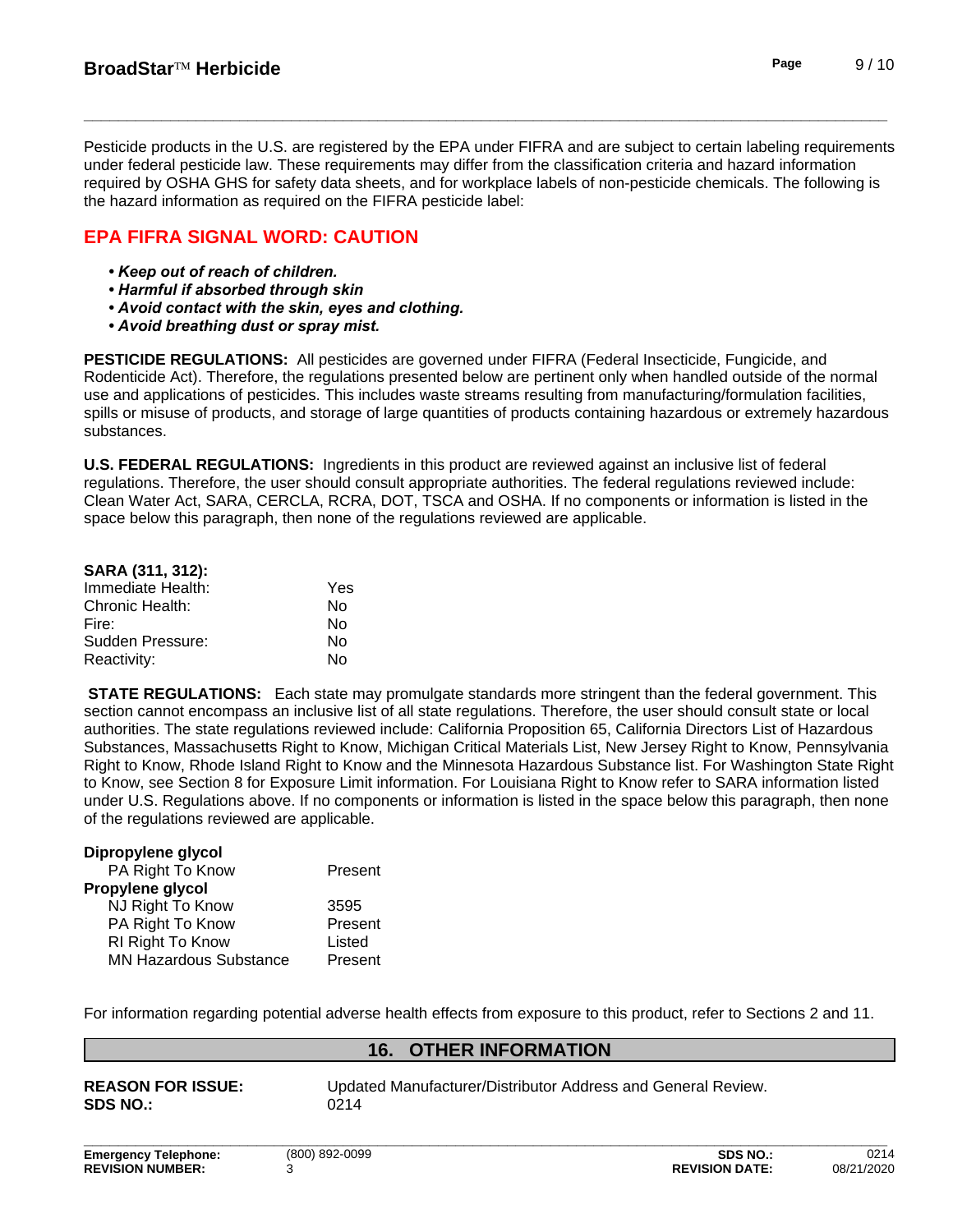Pesticide products in the U.S. are registered by the EPA under FIFRA and are subject to certain labeling requirements under federal pesticide law. These requirements may differ from the classification criteria and hazard information required by OSHA GHS for safety data sheets, and for workplace labels of non-pesticide chemicals. The following is the hazard information as required on the FIFRA pesticide label:

## EPA FIFRA SIGNAL WORD: CAUTION

- ***Keep out of reach of children.***
- ***Harmful if absorbed through skin***
- ***Avoid contact with the skin, eyes and clothing.***
- ***Avoid breathing dust or spray mist.***

**PESTICIDE REGULATIONS:** All pesticides are governed under FIFRA (Federal Insecticide, Fungicide, and Rodenticide Act). Therefore, the regulations presented below are pertinent only when handled outside of the normal use and applications of pesticides. This includes waste streams resulting from manufacturing/formulation facilities, spills or misuse of products, and storage of large quantities of products containing hazardous or extremely hazardous substances.

**U.S. FEDERAL REGULATIONS:** Ingredients in this product are reviewed against an inclusive list of federal regulations. Therefore, the user should consult appropriate authorities. The federal regulations reviewed include: Clean Water Act, SARA, CERCLA, RCRA, DOT, TSCA and OSHA. If no components or information is listed in the space below this paragraph, then none of the regulations reviewed are applicable.

**SARA (311, 312):**

| | |
|---|---|
| Immediate Health: | Yes |
| Chronic Health: | No |
| Fire: | No |
| Sudden Pressure: | No |
| Reactivity: | No |

**STATE REGULATIONS:** Each state may promulgate standards more stringent than the federal government. This section cannot encompass an inclusive list of all state regulations. Therefore, the user should consult state or local authorities. The state regulations reviewed include: California Proposition 65, California Directors List of Hazardous Substances, Massachusetts Right to Know, Michigan Critical Materials List, New Jersey Right to Know, Pennsylvania Right to Know, Rhode Island Right to Know and the Minnesota Hazardous Substance list. For Washington State Right to Know, see Section 8 for Exposure Limit information. For Louisiana Right to Know refer to SARA information listed under U.S. Regulations above. If no components or information is listed in the space below this paragraph, then none of the regulations reviewed are applicable.

| | |
|---|---|
| **Dipropylene glycol** | |
| PA Right To Know | Present |
| **Propylene glycol** | |
| NJ Right To Know | 3595 |
| PA Right To Know | Present |
| RI Right To Know | Listed |
| MN Hazardous Substance | Present |

For information regarding potential adverse health effects from exposure to this product, refer to Sections 2 and 11.

## 16. OTHER INFORMATION

**REASON FOR ISSUE:** Updated Manufacturer/Distributor Address and General Review.
**SDS NO.:** 0214

**Emergency Telephone:** (800) 892-0099
**REVISION NUMBER:** 3
**SDS NO.:** 0214
**REVISION DATE:** 08/21/2020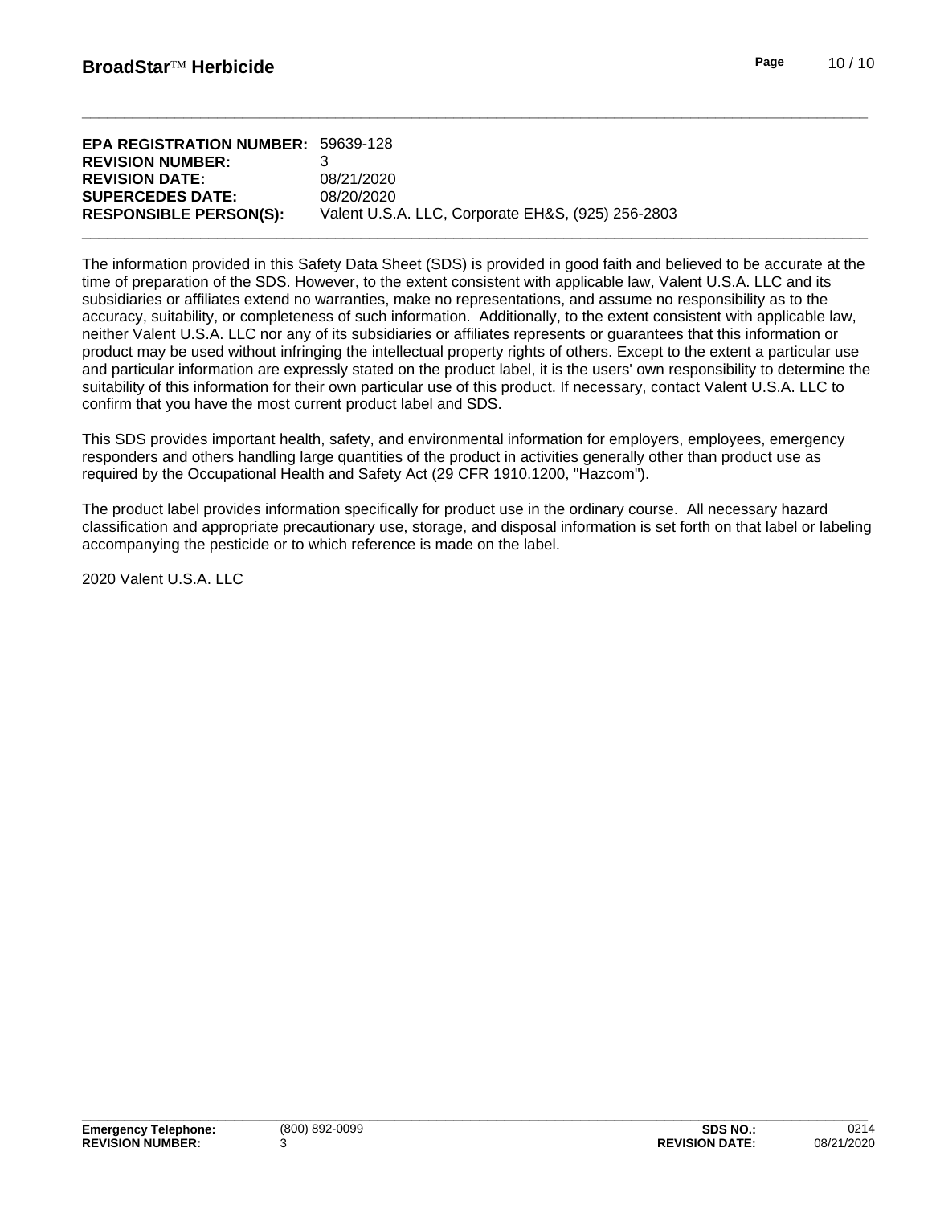| | |
|---|---|
| **EPA REGISTRATION NUMBER:** | 59639-128 |
| **REVISION NUMBER:** | 3 |
| **REVISION DATE:** | 08/21/2020 |
| **SUPERCEDES DATE:** | 08/20/2020 |
| **RESPONSIBLE PERSON(S):** | Valent U.S.A. LLC, Corporate EH&S, (925) 256-2803 |

The information provided in this Safety Data Sheet (SDS) is provided in good faith and believed to be accurate at the time of preparation of the SDS. However, to the extent consistent with applicable law, Valent U.S.A. LLC and its subsidiaries or affiliates extend no warranties, make no representations, and assume no responsibility as to the accuracy, suitability, or completeness of such information. Additionally, to the extent consistent with applicable law, neither Valent U.S.A. LLC nor any of its subsidiaries or affiliates represents or guarantees that this information or product may be used without infringing the intellectual property rights of others. Except to the extent a particular use and particular information are expressly stated on the product label, it is the users' own responsibility to determine the suitability of this information for their own particular use of this product. If necessary, contact Valent U.S.A. LLC to confirm that you have the most current product label and SDS.

This SDS provides important health, safety, and environmental information for employers, employees, emergency responders and others handling large quantities of the product in activities generally other than product use as required by the Occupational Health and Safety Act (29 CFR 1910.1200, "Hazcom").

The product label provides information specifically for product use in the ordinary course. All necessary hazard classification and appropriate precautionary use, storage, and disposal information is set forth on that label or labeling accompanying the pesticide or to which reference is made on the label.

2020 Valent U.S.A. LLC